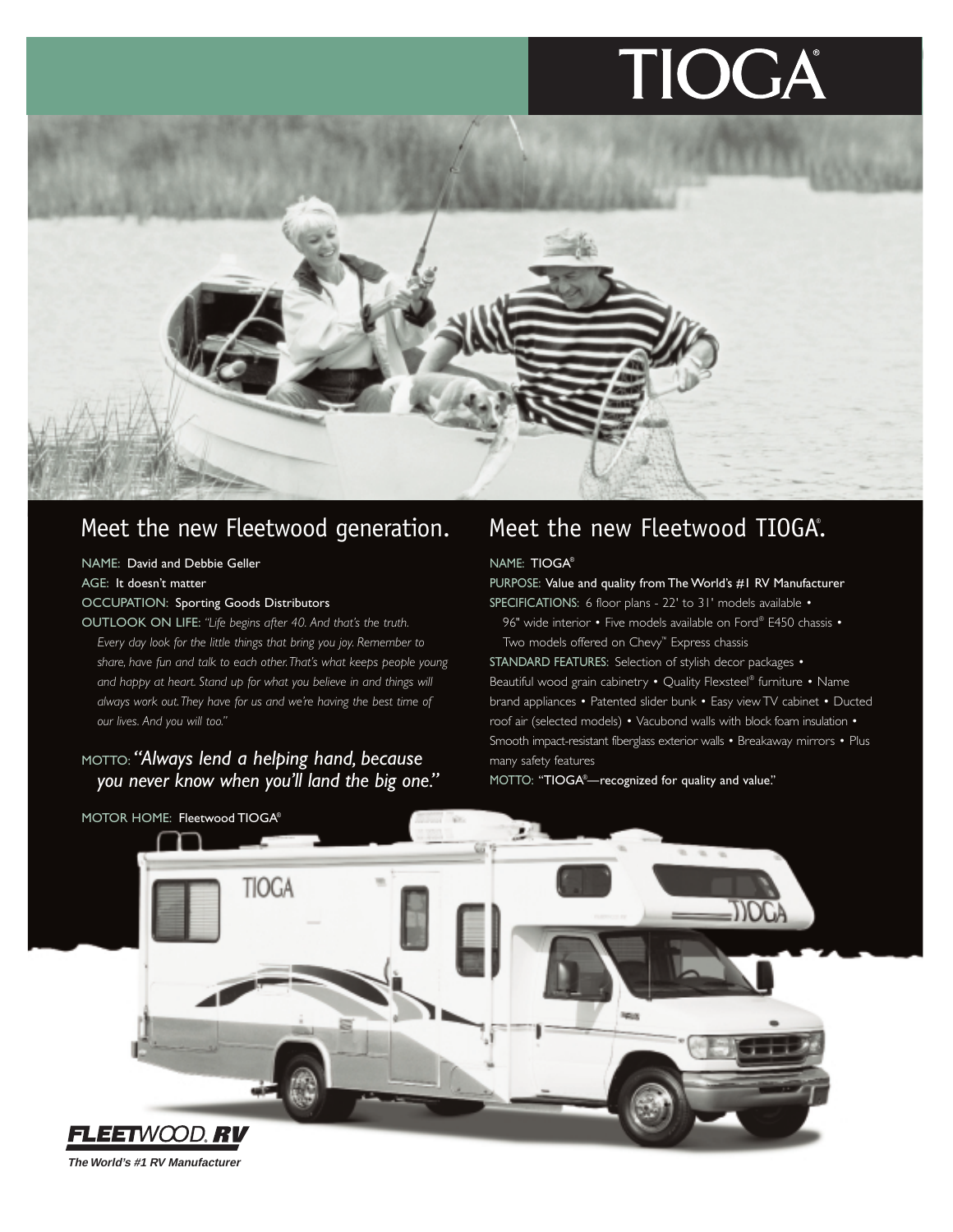# TIOGA®

## Meet the new Fleetwood generation.

NAME: David and Debbie Geller

AGE: It doesn't matter

OCCUPATION: Sporting Goods Distributors

OUTLOOK ON LIFE: *"Life begins after 40. And that's the truth. Every day look for the little things that bring you joy. Remember to share, have fun and talk to each other. That's what keeps people young and happy at heart. Stand up for what you believe in and things will always work out. They have for us and we're having the best time of our lives. And you will too."*

MOTTO: ***"Always lend a helping hand, because you never know when you'll land the big one."***

MOTOR HOME: Fleetwood TIOGA®

## Meet the new Fleetwood TIOGA®.

NAME: TIOGA®

PURPOSE: Value and quality from The World's #1 RV Manufacturer

SPECIFICATIONS: 6 floor plans - 22' to 31' models available • 96" wide interior • Five models available on Ford® E450 chassis • Two models offered on Chevy™ Express chassis

STANDARD FEATURES: Selection of stylish decor packages • Beautiful wood grain cabinetry • Quality Flexsteel® furniture • Name brand appliances • Patented slider bunk • Easy view TV cabinet • Ducted roof air (selected models) • Vacubond walls with block foam insulation • Smooth impact-resistant fiberglass exterior walls • Breakaway mirrors • Plus many safety features

MOTTO: "TIOGA®—recognized for quality and value."

**FLEETWOOD RV**

***The World's #1 RV Manufacturer***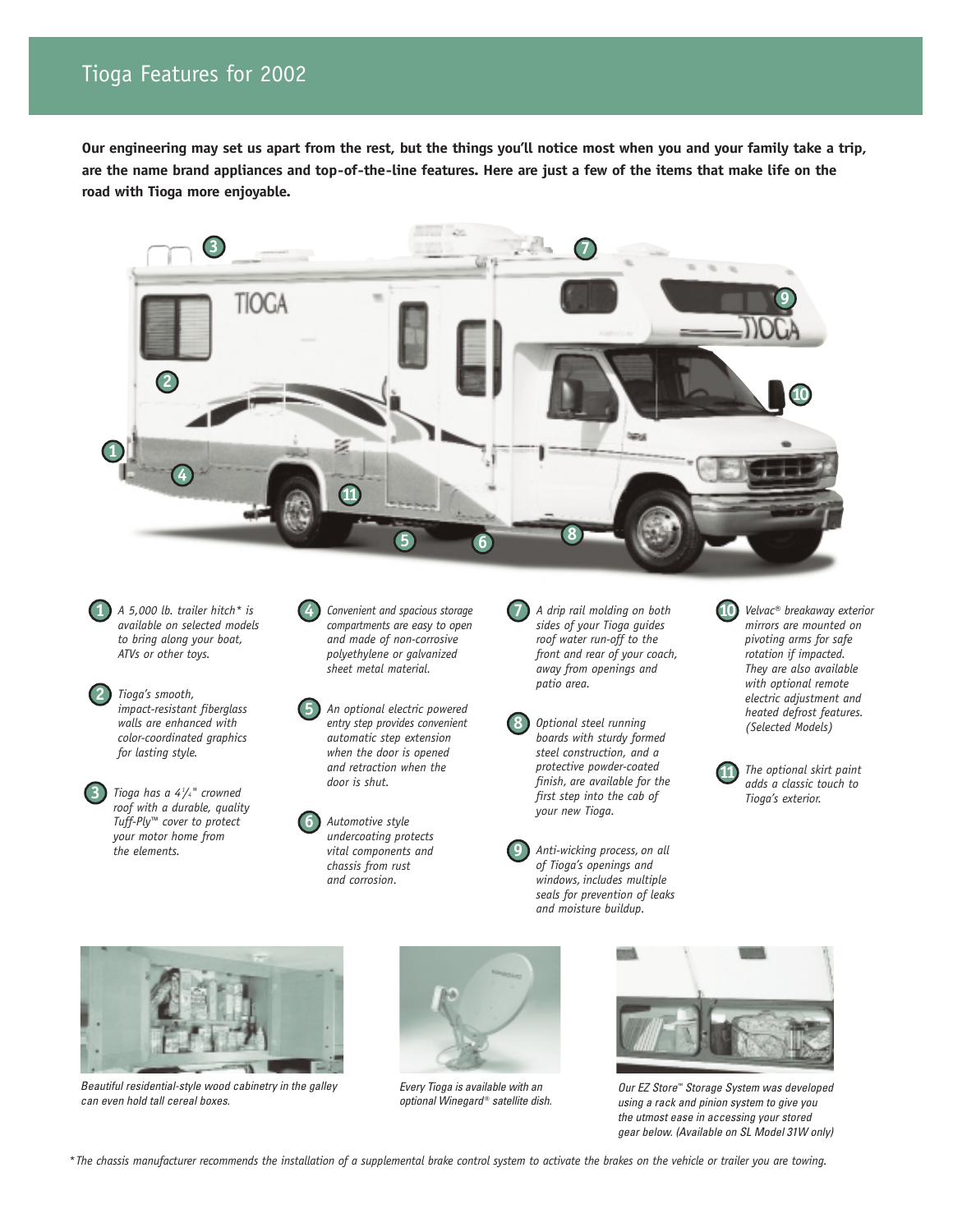# Tioga Features for 2002

**Our engineering may set us apart from the rest, but the things you'll notice most when you and your family take a trip, are the name brand appliances and top-of-the-line features. Here are just a few of the items that make life on the road with Tioga more enjoyable.**

1. *A 5,000 lb. trailer hitch* is available on selected models to bring along your boat, ATVs or other toys.*

2. *Tioga's smooth, impact-resistant fiberglass walls are enhanced with color-coordinated graphics for lasting style.*

3. *Tioga has a 4¼" crowned roof with a durable, quality Tuff-Ply™ cover to protect your motor home from the elements.*

4. *Convenient and spacious storage compartments are easy to open and made of non-corrosive polyethylene or galvanized sheet metal material.*

5. *An optional electric powered entry step provides convenient automatic step extension when the door is opened and retraction when the door is shut.*

6. *Automotive style undercoating protects vital components and chassis from rust and corrosion.*

7. *A drip rail molding on both sides of your Tioga guides roof water run-off to the front and rear of your coach, away from openings and patio area.*

8. *Optional steel running boards with sturdy formed steel construction, and a protective powder-coated finish, are available for the first step into the cab of your new Tioga.*

9. *Anti-wicking process, on all of Tioga's openings and windows, includes multiple seals for prevention of leaks and moisture buildup.*

10. *Velvac® breakaway exterior mirrors are mounted on pivoting arms for safe rotation if impacted. They are also available with optional remote electric adjustment and heated defrost features. (Selected Models)*

11. *The optional skirt paint adds a classic touch to Tioga's exterior.*

*Beautiful residential-style wood cabinetry in the galley can even hold tall cereal boxes.*

*Every Tioga is available with an optional Winegard® satellite dish.*

*Our EZ Store™ Storage System was developed using a rack and pinion system to give you the utmost ease in accessing your stored gear below. (Available on SL Model 31W only)*

*\* The chassis manufacturer recommends the installation of a supplemental brake control system to activate the brakes on the vehicle or trailer you are towing.*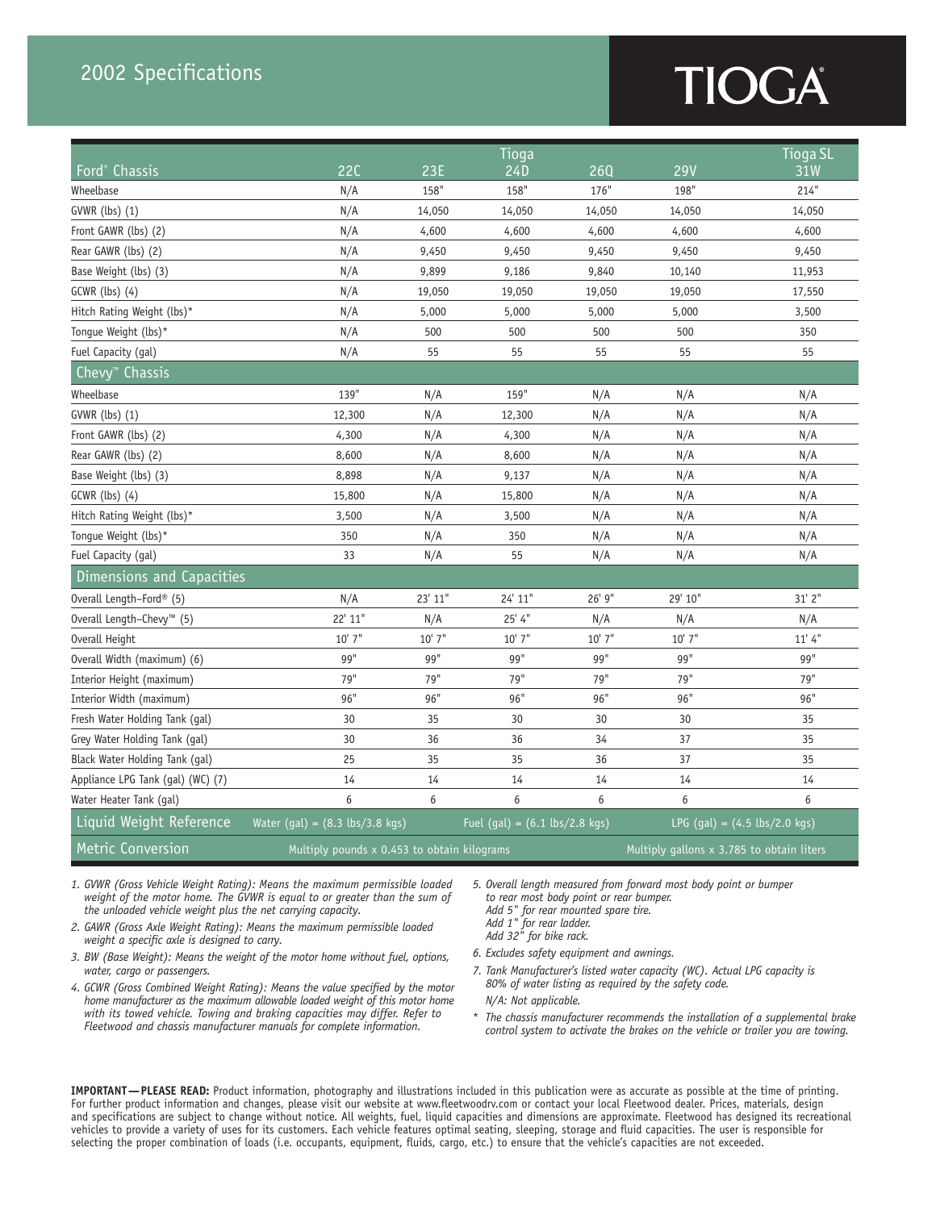# 2002 Specifications

# TIOGA®

| Ford® Chassis | 22C | 23E | Tioga 24D | 26Q | 29V | Tioga SL 31W |
|---|---|---|---|---|---|---|
| Wheelbase | N/A | 158" | 158" | 176" | 198" | 214" |
| GVWR (lbs) (1) | N/A | 14,050 | 14,050 | 14,050 | 14,050 | 14,050 |
| Front GAWR (lbs) (2) | N/A | 4,600 | 4,600 | 4,600 | 4,600 | 4,600 |
| Rear GAWR (lbs) (2) | N/A | 9,450 | 9,450 | 9,450 | 9,450 | 9,450 |
| Base Weight (lbs) (3) | N/A | 9,899 | 9,186 | 9,840 | 10,140 | 11,953 |
| GCWR (lbs) (4) | N/A | 19,050 | 19,050 | 19,050 | 19,050 | 17,550 |
| Hitch Rating Weight (lbs)* | N/A | 5,000 | 5,000 | 5,000 | 5,000 | 3,500 |
| Tongue Weight (lbs)* | N/A | 500 | 500 | 500 | 500 | 350 |
| Fuel Capacity (gal) | N/A | 55 | 55 | 55 | 55 | 55 |
| **Chevy™ Chassis** | | | | | | |
| Wheelbase | 139" | N/A | 159" | N/A | N/A | N/A |
| GVWR (lbs) (1) | 12,300 | N/A | 12,300 | N/A | N/A | N/A |
| Front GAWR (lbs) (2) | 4,300 | N/A | 4,300 | N/A | N/A | N/A |
| Rear GAWR (lbs) (2) | 8,600 | N/A | 8,600 | N/A | N/A | N/A |
| Base Weight (lbs) (3) | 8,898 | N/A | 9,137 | N/A | N/A | N/A |
| GCWR (lbs) (4) | 15,800 | N/A | 15,800 | N/A | N/A | N/A |
| Hitch Rating Weight (lbs)* | 3,500 | N/A | 3,500 | N/A | N/A | N/A |
| Tongue Weight (lbs)* | 350 | N/A | 350 | N/A | N/A | N/A |
| Fuel Capacity (gal) | 33 | N/A | 55 | N/A | N/A | N/A |
| **Dimensions and Capacities** | | | | | | |
| Overall Length–Ford® (5) | N/A | 23' 11" | 24' 11" | 26' 9" | 29' 10" | 31' 2" |
| Overall Length–Chevy™ (5) | 22' 11" | N/A | 25' 4" | N/A | N/A | N/A |
| Overall Height | 10' 7" | 10' 7" | 10' 7" | 10' 7" | 10' 7" | 11' 4" |
| Overall Width (maximum) (6) | 99" | 99" | 99" | 99" | 99" | 99" |
| Interior Height (maximum) | 79" | 79" | 79" | 79" | 79" | 79" |
| Interior Width (maximum) | 96" | 96" | 96" | 96" | 96" | 96" |
| Fresh Water Holding Tank (gal) | 30 | 35 | 30 | 30 | 30 | 35 |
| Grey Water Holding Tank (gal) | 30 | 36 | 36 | 34 | 37 | 35 |
| Black Water Holding Tank (gal) | 25 | 35 | 35 | 36 | 37 | 35 |
| Appliance LPG Tank (gal) (WC) (7) | 14 | 14 | 14 | 14 | 14 | 14 |
| Water Heater Tank (gal) | 6 | 6 | 6 | 6 | 6 | 6 |
| **Liquid Weight Reference** | Water (gal) = (8.3 lbs/3.8 kgs) | | Fuel (gal) = (6.1 lbs/2.8 kgs) | | LPG (gal) = (4.5 lbs/2.0 kgs) | |
| **Metric Conversion** | Multiply pounds x 0.453 to obtain kilograms | | | | Multiply gallons x 3.785 to obtain liters | |

1. *GVWR (Gross Vehicle Weight Rating): Means the maximum permissible loaded weight of the motor home. The GVWR is equal to or greater than the sum of the unloaded vehicle weight plus the net carrying capacity.*
2. *GAWR (Gross Axle Weight Rating): Means the maximum permissible loaded weight a specific axle is designed to carry.*
3. *BW (Base Weight): Means the weight of the motor home without fuel, options, water, cargo or passengers.*
4. *GCWR (Gross Combined Weight Rating): Means the value specified by the motor home manufacturer as the maximum allowable loaded weight of this motor home with its towed vehicle. Towing and braking capacities may differ. Refer to Fleetwood and chassis manufacturer manuals for complete information.*
5. *Overall length measured from forward most body point or bumper to rear most body point or rear bumper.*
   *Add 5" for rear mounted spare tire.*
   *Add 1" for rear ladder.*
   *Add 32" for bike rack.*
6. *Excludes safety equipment and awnings.*
7. *Tank Manufacturer's listed water capacity (WC). Actual LPG capacity is 80% of water listing as required by the safety code.*

*N/A: Not applicable.*

\* *The chassis manufacturer recommends the installation of a supplemental brake control system to activate the brakes on the vehicle or trailer you are towing.*

**IMPORTANT—PLEASE READ:** Product information, photography and illustrations included in this publication were as accurate as possible at the time of printing. For further product information and changes, please visit our website at www.fleetwoodrv.com or contact your local Fleetwood dealer. Prices, materials, design and specifications are subject to change without notice. All weights, fuel, liquid capacities and dimensions are approximate. Fleetwood has designed its recreational vehicles to provide a variety of uses for its customers. Each vehicle features optimal seating, sleeping, storage and fluid capacities. The user is responsible for selecting the proper combination of loads (i.e. occupants, equipment, fluids, cargo, etc.) to ensure that the vehicle's capacities are not exceeded.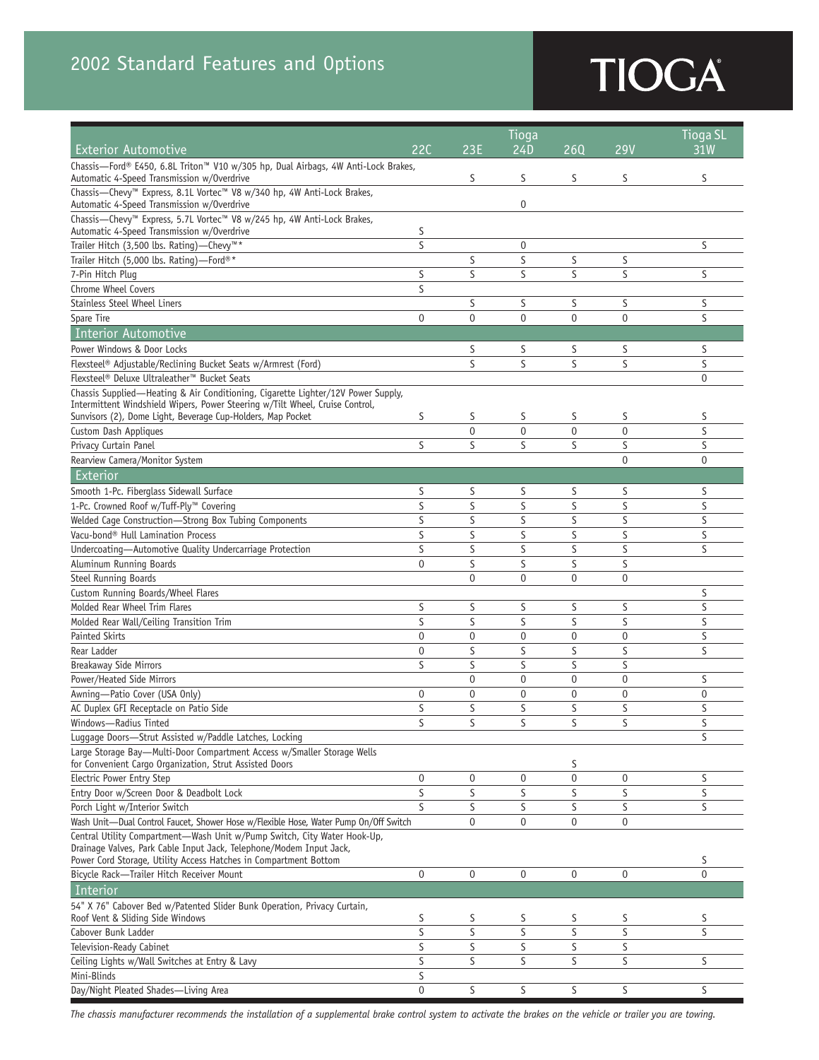# 2002 Standard Features and Options

**TIOGA®**

| Exterior Automotive | 22C | 23E | Tioga 24D | 26Q | 29V | Tioga SL 31W |
|---|---|---|---|---|---|---|
| Chassis—Ford® E450, 6.8L Triton™ V10 w/305 hp, Dual Airbags, 4W Anti-Lock Brakes, Automatic 4-Speed Transmission w/Overdrive | | S | S | S | S | S |
| Chassis—Chevy™ Express, 8.1L Vortec™ V8 w/340 hp, 4W Anti-Lock Brakes, Automatic 4-Speed Transmission w/Overdrive | | | O | | | |
| Chassis—Chevy™ Express, 5.7L Vortec™ V8 w/245 hp, 4W Anti-Lock Brakes, Automatic 4-Speed Transmission w/Overdrive | S | | | | | |
| Trailer Hitch (3,500 lbs. Rating)—Chevy™* | S | | O | | | S |
| Trailer Hitch (5,000 lbs. Rating)—Ford®* | | S | S | S | S | |
| 7-Pin Hitch Plug | S | S | S | S | S | S |
| Chrome Wheel Covers | S | | | | | |
| Stainless Steel Wheel Liners | | S | S | S | S | S |
| Spare Tire | O | O | O | O | O | S |
| **Interior Automotive** | | | | | | |
| Power Windows & Door Locks | | S | S | S | S | S |
| Flexsteel® Adjustable/Reclining Bucket Seats w/Armrest (Ford) | | S | S | S | S | S |
| Flexsteel® Deluxe Ultraleather™ Bucket Seats | | | | | | O |
| Chassis Supplied—Heating & Air Conditioning, Cigarette Lighter/12V Power Supply, Intermittent Windshield Wipers, Power Steering w/Tilt Wheel, Cruise Control, Sunvisors (2), Dome Light, Beverage Cup-Holders, Map Pocket | S | S | S | S | S | S |
| Custom Dash Appliques | | O | O | O | O | S |
| Privacy Curtain Panel | S | S | S | S | S | S |
| Rearview Camera/Monitor System | | | | | O | O |
| **Exterior** | | | | | | |
| Smooth 1-Pc. Fiberglass Sidewall Surface | S | S | S | S | S | S |
| 1-Pc. Crowned Roof w/Tuff-Ply™ Covering | S | S | S | S | S | S |
| Welded Cage Construction—Strong Box Tubing Components | S | S | S | S | S | S |
| Vacu-bond® Hull Lamination Process | S | S | S | S | S | S |
| Undercoating—Automotive Quality Undercarriage Protection | S | S | S | S | S | S |
| Aluminum Running Boards | O | S | S | S | S | |
| Steel Running Boards | | O | O | O | O | |
| Custom Running Boards/Wheel Flares | | | | | | S |
| Molded Rear Wheel Trim Flares | S | S | S | S | S | S |
| Molded Rear Wall/Ceiling Transition Trim | S | S | S | S | S | S |
| Painted Skirts | O | O | O | O | O | S |
| Rear Ladder | O | S | S | S | S | S |
| Breakaway Side Mirrors | S | S | S | S | S | |
| Power/Heated Side Mirrors | | O | O | O | O | S |
| Awning—Patio Cover (USA Only) | O | O | O | O | O | O |
| AC Duplex GFI Receptacle on Patio Side | S | S | S | S | S | S |
| Windows—Radius Tinted | S | S | S | S | S | S |
| Luggage Doors—Strut Assisted w/Paddle Latches, Locking | | | | | | S |
| Large Storage Bay—Multi-Door Compartment Access w/Smaller Storage Wells for Convenient Cargo Organization, Strut Assisted Doors | | | | S | | |
| Electric Power Entry Step | O | O | O | O | O | S |
| Entry Door w/Screen Door & Deadbolt Lock | S | S | S | S | S | S |
| Porch Light w/Interior Switch | S | S | S | S | S | S |
| Wash Unit—Dual Control Faucet, Shower Hose w/Flexible Hose, Water Pump On/Off Switch | | O | O | O | O | |
| Central Utility Compartment—Wash Unit w/Pump Switch, City Water Hook-Up, Drainage Valves, Park Cable Input Jack, Telephone/Modem Input Jack, Power Cord Storage, Utility Access Hatches in Compartment Bottom | | | | | | S |
| Bicycle Rack—Trailer Hitch Receiver Mount | O | O | O | O | O | O |
| **Interior** | | | | | | |
| 54" X 76" Cabover Bed w/Patented Slider Bunk Operation, Privacy Curtain, Roof Vent & Sliding Side Windows | S | S | S | S | S | S |
| Cabover Bunk Ladder | S | S | S | S | S | S |
| Television-Ready Cabinet | S | S | S | S | S | |
| Ceiling Lights w/Wall Switches at Entry & Lavy | S | S | S | S | S | S |
| Mini-Blinds | S | | | | | |
| Day/Night Pleated Shades—Living Area | O | S | S | S | S | S |

*The chassis manufacturer recommends the installation of a supplemental brake control system to activate the brakes on the vehicle or trailer you are towing.*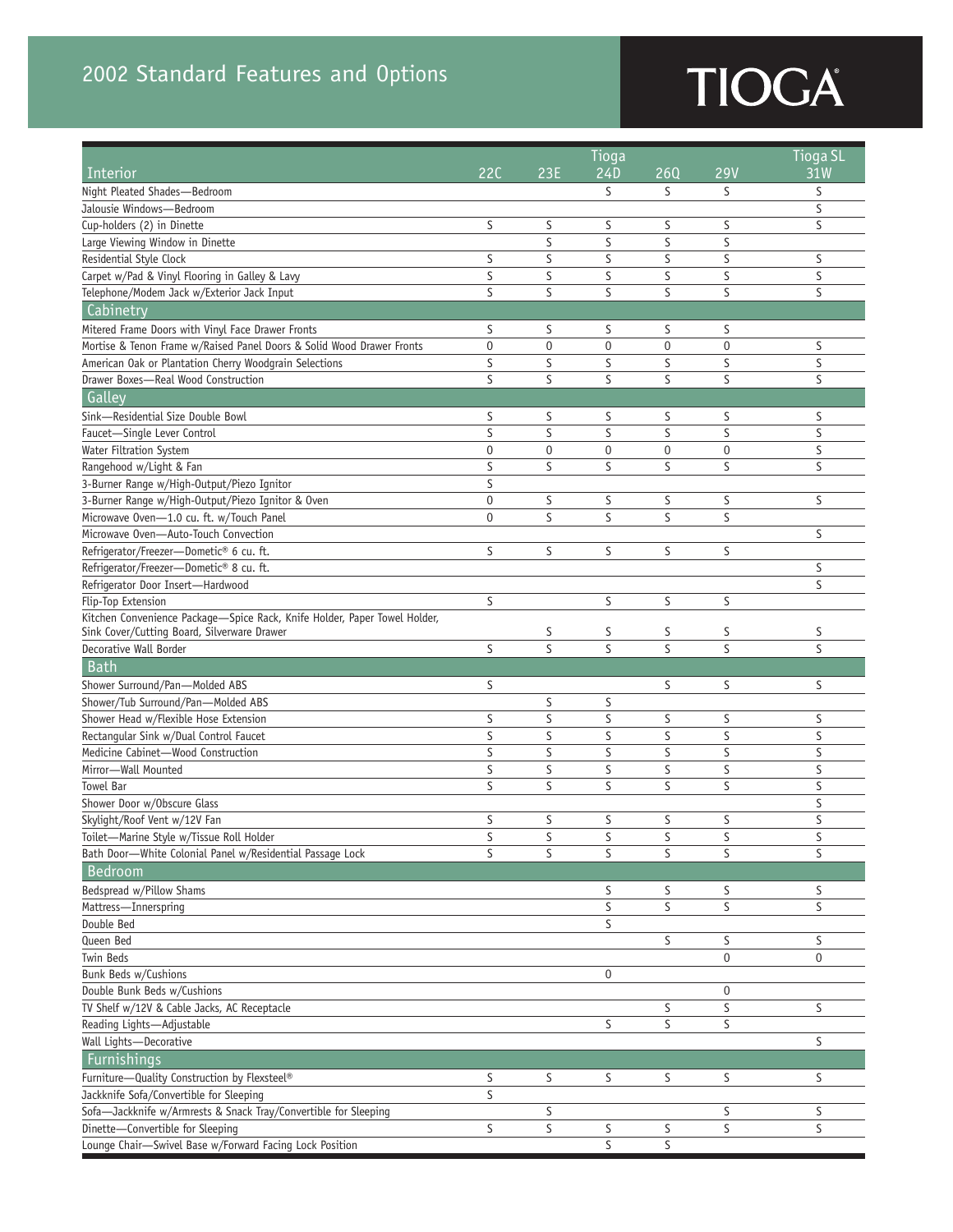# 2002 Standard Features and Options

**TIOGA®**

| Interior | 22C | 23E | Tioga 24D | 26Q | 29V | Tioga SL 31W |
|---|---|---|---|---|---|---|
| Night Pleated Shades—Bedroom | | | S | S | S | S |
| Jalousie Windows—Bedroom | | | | | | S |
| Cup-holders (2) in Dinette | S | S | S | S | S | S |
| Large Viewing Window in Dinette | | S | S | S | S | |
| Residential Style Clock | S | S | S | S | S | S |
| Carpet w/Pad & Vinyl Flooring in Galley & Lavy | S | S | S | S | S | S |
| Telephone/Modem Jack w/Exterior Jack Input | S | S | S | S | S | S |
| **Cabinetry** | | | | | | |
| Mitered Frame Doors with Vinyl Face Drawer Fronts | S | S | S | S | S | |
| Mortise & Tenon Frame w/Raised Panel Doors & Solid Wood Drawer Fronts | 0 | 0 | 0 | 0 | 0 | S |
| American Oak or Plantation Cherry Woodgrain Selections | S | S | S | S | S | S |
| Drawer Boxes—Real Wood Construction | S | S | S | S | S | S |
| **Galley** | | | | | | |
| Sink—Residential Size Double Bowl | S | S | S | S | S | S |
| Faucet—Single Lever Control | S | S | S | S | S | S |
| Water Filtration System | 0 | 0 | 0 | 0 | 0 | S |
| Rangehood w/Light & Fan | S | S | S | S | S | S |
| 3-Burner Range w/High-Output/Piezo Ignitor | S | | | | | |
| 3-Burner Range w/High-Output/Piezo Ignitor & Oven | 0 | S | S | S | S | S |
| Microwave Oven—1.0 cu. ft. w/Touch Panel | 0 | S | S | S | S | |
| Microwave Oven—Auto-Touch Convection | | | | | | S |
| Refrigerator/Freezer—Dometic® 6 cu. ft. | S | S | S | S | S | |
| Refrigerator/Freezer—Dometic® 8 cu. ft. | | | | | | S |
| Refrigerator Door Insert—Hardwood | | | | | | S |
| Flip-Top Extension | S | | S | S | S | |
| Kitchen Convenience Package—Spice Rack, Knife Holder, Paper Towel Holder, Sink Cover/Cutting Board, Silverware Drawer | | S | S | S | S | S |
| Decorative Wall Border | S | S | S | S | S | S |
| **Bath** | | | | | | |
| Shower Surround/Pan—Molded ABS | S | | | S | S | S |
| Shower/Tub Surround/Pan—Molded ABS | | S | S | | | |
| Shower Head w/Flexible Hose Extension | S | S | S | S | S | S |
| Rectangular Sink w/Dual Control Faucet | S | S | S | S | S | S |
| Medicine Cabinet—Wood Construction | S | S | S | S | S | S |
| Mirror—Wall Mounted | S | S | S | S | S | S |
| Towel Bar | S | S | S | S | S | S |
| Shower Door w/Obscure Glass | | | | | | S |
| Skylight/Roof Vent w/12V Fan | S | S | S | S | S | S |
| Toilet—Marine Style w/Tissue Roll Holder | S | S | S | S | S | S |
| Bath Door—White Colonial Panel w/Residential Passage Lock | S | S | S | S | S | S |
| **Bedroom** | | | | | | |
| Bedspread w/Pillow Shams | | | S | S | S | S |
| Mattress—Innerspring | | | S | S | S | S |
| Double Bed | | | S | | | |
| Queen Bed | | | | S | S | S |
| Twin Beds | | | | | 0 | 0 |
| Bunk Beds w/Cushions | | | 0 | | | |
| Double Bunk Beds w/Cushions | | | | | 0 | |
| TV Shelf w/12V & Cable Jacks, AC Receptacle | | | | S | S | S |
| Reading Lights—Adjustable | | | S | S | S | |
| Wall Lights—Decorative | | | | | | S |
| **Furnishings** | | | | | | |
| Furniture—Quality Construction by Flexsteel® | S | S | S | S | S | S |
| Jackknife Sofa/Convertible for Sleeping | S | | | | | |
| Sofa—Jackknife w/Armrests & Snack Tray/Convertible for Sleeping | | S | | | S | S |
| Dinette—Convertible for Sleeping | S | S | S | S | S | S |
| Lounge Chair—Swivel Base w/Forward Facing Lock Position | | | S | S | | |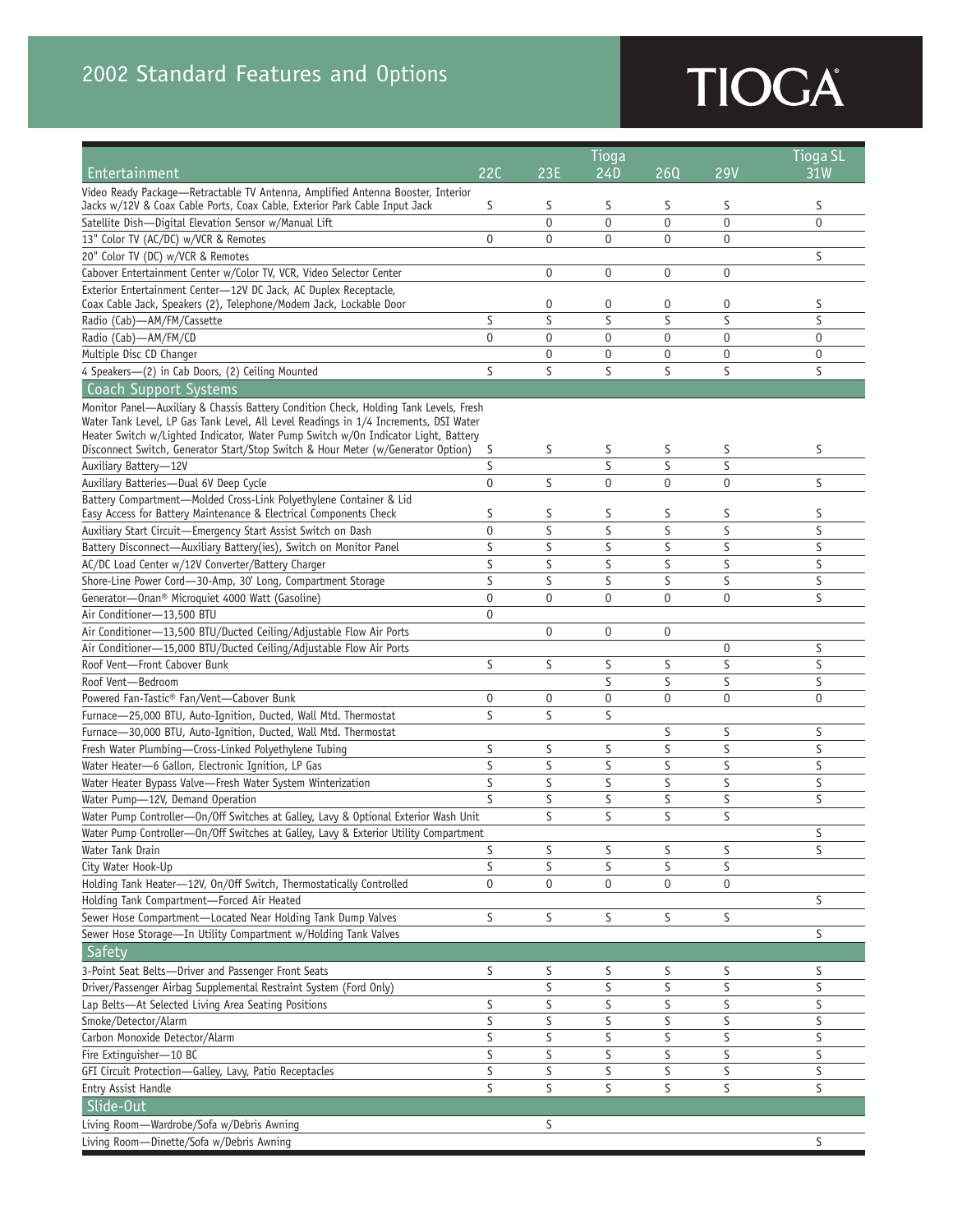# 2002 Standard Features and Options

TIOGA®

| Entertainment | 22C | 23E | Tioga 24D | 26Q | 29V | Tioga SL 31W |
|---|---|---|---|---|---|---|
| Video Ready Package—Retractable TV Antenna, Amplified Antenna Booster, Interior Jacks w/12V & Coax Cable Ports, Coax Cable, Exterior Park Cable Input Jack | S | S | S | S | S | S |
| Satellite Dish—Digital Elevation Sensor w/Manual Lift | | O | O | O | O | O |
| 13" Color TV (AC/DC) w/VCR & Remotes | O | O | O | O | O | |
| 20" Color TV (DC) w/VCR & Remotes | | | | | | S |
| Cabover Entertainment Center w/Color TV, VCR, Video Selector Center | | O | O | O | O | |
| Exterior Entertainment Center—12V DC Jack, AC Duplex Receptacle, Coax Cable Jack, Speakers (2), Telephone/Modem Jack, Lockable Door | | O | O | O | O | S |
| Radio (Cab)—AM/FM/Cassette | S | S | S | S | S | S |
| Radio (Cab)—AM/FM/CD | O | O | O | O | O | O |
| Multiple Disc CD Changer | | O | O | O | O | O |
| 4 Speakers—(2) in Cab Doors, (2) Ceiling Mounted | S | S | S | S | S | S |
| **Coach Support Systems** | | | | | | |
| Monitor Panel—Auxiliary & Chassis Battery Condition Check, Holding Tank Levels, Fresh Water Tank Level, LP Gas Tank Level, All Level Readings in 1/4 Increments, DSI Water Heater Switch w/Lighted Indicator, Water Pump Switch w/On Indicator Light, Battery Disconnect Switch, Generator Start/Stop Switch & Hour Meter (w/Generator Option) | S | S | S | S | S | S |
| Auxiliary Battery—12V | S | | S | S | S | |
| Auxiliary Batteries—Dual 6V Deep Cycle | O | S | O | O | O | S |
| Battery Compartment—Molded Cross-Link Polyethylene Container & Lid Easy Access for Battery Maintenance & Electrical Components Check | S | S | S | S | S | S |
| Auxiliary Start Circuit—Emergency Start Assist Switch on Dash | O | S | S | S | S | S |
| Battery Disconnect—Auxiliary Battery(ies), Switch on Monitor Panel | S | S | S | S | S | S |
| AC/DC Load Center w/12V Converter/Battery Charger | S | S | S | S | S | S |
| Shore-Line Power Cord—30-Amp, 30' Long, Compartment Storage | S | S | S | S | S | S |
| Generator—Onan® Microquiet 4000 Watt (Gasoline) | O | O | O | O | O | S |
| Air Conditioner—13,500 BTU | O | | | | | |
| Air Conditioner—13,500 BTU/Ducted Ceiling/Adjustable Flow Air Ports | | O | O | O | | |
| Air Conditioner—15,000 BTU/Ducted Ceiling/Adjustable Flow Air Ports | | | | | O | S |
| Roof Vent—Front Cabover Bunk | S | S | S | S | S | S |
| Roof Vent—Bedroom | | | S | S | S | S |
| Powered Fan-Tastic® Fan/Vent—Cabover Bunk | O | O | O | O | O | O |
| Furnace—25,000 BTU, Auto-Ignition, Ducted, Wall Mtd. Thermostat | S | S | S | | | |
| Furnace—30,000 BTU, Auto-Ignition, Ducted, Wall Mtd. Thermostat | | | | S | S | S |
| Fresh Water Plumbing—Cross-Linked Polyethylene Tubing | S | S | S | S | S | S |
| Water Heater—6 Gallon, Electronic Ignition, LP Gas | S | S | S | S | S | S |
| Water Heater Bypass Valve—Fresh Water System Winterization | S | S | S | S | S | S |
| Water Pump—12V, Demand Operation | S | S | S | S | S | S |
| Water Pump Controller—On/Off Switches at Galley, Lavy & Optional Exterior Wash Unit | | S | S | S | S | |
| Water Pump Controller—On/Off Switches at Galley, Lavy & Exterior Utility Compartment | | | | | | S |
| Water Tank Drain | S | S | S | S | S | S |
| City Water Hook-Up | S | S | S | S | S | |
| Holding Tank Heater—12V, On/Off Switch, Thermostatically Controlled | O | O | O | O | O | |
| Holding Tank Compartment—Forced Air Heated | | | | | | S |
| Sewer Hose Compartment—Located Near Holding Tank Dump Valves | S | S | S | S | S | |
| Sewer Hose Storage—In Utility Compartment w/Holding Tank Valves | | | | | | S |
| **Safety** | | | | | | |
| 3-Point Seat Belts—Driver and Passenger Front Seats | S | S | S | S | S | S |
| Driver/Passenger Airbag Supplemental Restraint System (Ford Only) | | S | S | S | S | S |
| Lap Belts—At Selected Living Area Seating Positions | S | S | S | S | S | S |
| Smoke/Detector/Alarm | S | S | S | S | S | S |
| Carbon Monoxide Detector/Alarm | S | S | S | S | S | S |
| Fire Extinguisher—10 BC | S | S | S | S | S | S |
| GFI Circuit Protection—Galley, Lavy, Patio Receptacles | S | S | S | S | S | S |
| Entry Assist Handle | S | S | S | S | S | S |
| **Slide-Out** | | | | | | |
| Living Room—Wardrobe/Sofa w/Debris Awning | | S | | | | |
| Living Room—Dinette/Sofa w/Debris Awning | | | | | | S |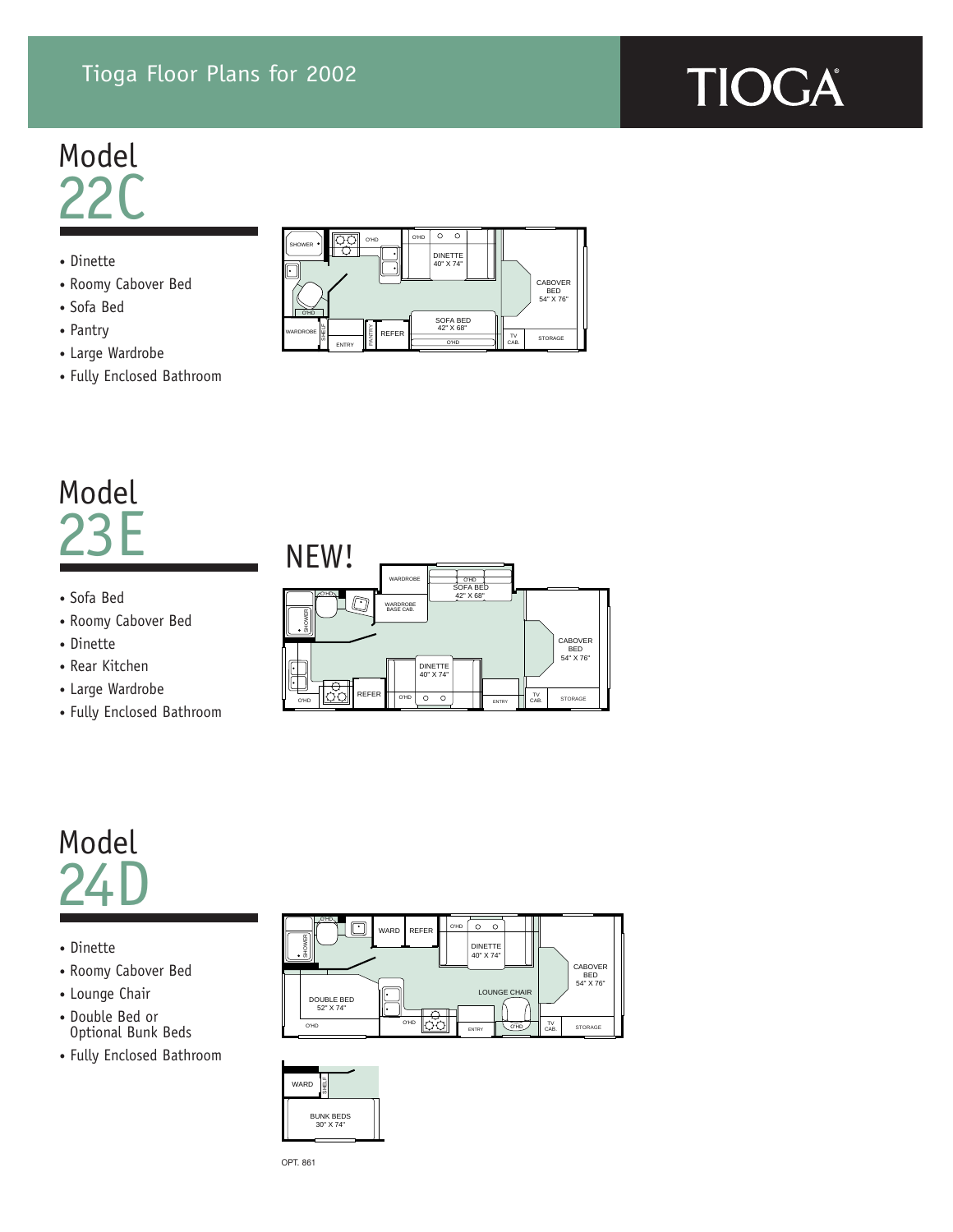# Tioga Floor Plans for 2002

TIOGA®

## Model 22C

- Dinette
- Roomy Cabover Bed
- Sofa Bed
- Pantry
- Large Wardrobe
- Fully Enclosed Bathroom

SHOWER O'HD O'HD DINETTE 40" X 74" CABOVER BED 54" X 76" O'HD SOFA BED 42" X 68" WARDROBE SHELF ENTRY PANTRY REFER O'HD TV CAB. STORAGE

## Model 23E

NEW!

- Sofa Bed
- Roomy Cabover Bed
- Dinette
- Rear Kitchen
- Large Wardrobe
- Fully Enclosed Bathroom

WARDROBE O'HD SOFA BED 42" X 68" O'HD SHOWER WARDROBE BASE CAB. CABOVER BED 54" X 76" DINETTE 40" X 74" O'HD REFER O'HD ENTRY TV CAB. STORAGE

## Model 24D

- Dinette
- Roomy Cabover Bed
- Lounge Chair
- Double Bed or Optional Bunk Beds
- Fully Enclosed Bathroom

O'HD SHOWER WARD REFER O'HD DINETTE 40" X 74" CABOVER BED 54" X 76" LOUNGE CHAIR DOUBLE BED 52" X 74" O'HD O'HD ENTRY O'HD TV CAB. STORAGE

WARD SHELF BUNK BEDS 30" X 74"

OPT. 861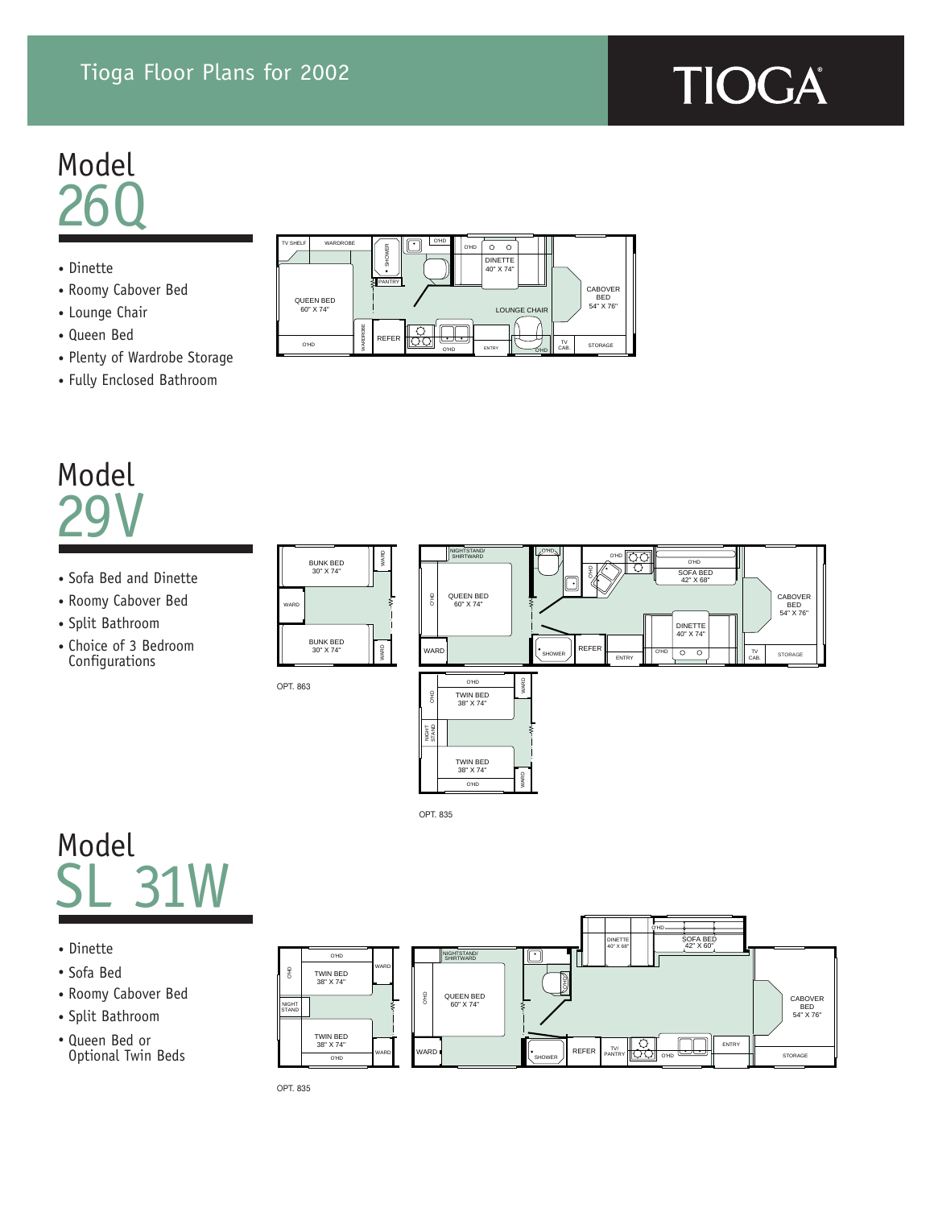# Tioga Floor Plans for 2002

TIOGA®

## Model 26Q

- Dinette
- Roomy Cabover Bed
- Lounge Chair
- Queen Bed
- Plenty of Wardrobe Storage
- Fully Enclosed Bathroom

TV SHELF WARDROBE SHOWER O'HD O'HD DINETTE 40" X 74" QUEEN BED 60" X 74" PANTRY CABOVER BED 54" X 76" LOUNGE CHAIR O'HD WARDROBE REFER O'HD ENTRY O'HD TV CAB. STORAGE

## Model 29V

- Sofa Bed and Dinette
- Roomy Cabover Bed
- Split Bathroom
- Choice of 3 Bedroom Configurations

BUNK BED 30" X 74" WARD WARD BUNK BED 30" X 74" WARD

OPT. 863

NIGHTSTAND/ SHIRTWARD O'HD O'HD O'HD QUEEN BED 60" X 74" O'HD SOFA BED 42" X 68" CABOVER BED 54" X 76" DINETTE 40" X 74" WARD SHOWER REFER ENTRY O'HD TV CAB. STORAGE

O'HD WARD O'HD TWIN BED 38" X 74" NIGHT STAND TWIN BED 38" X 74" O'HD WARD

OPT. 835

## Model SL 31W

- Dinette
- Sofa Bed
- Roomy Cabover Bed
- Split Bathroom
- Queen Bed or Optional Twin Beds

O'HD WARD O'HD TWIN BED 38" X 74" NIGHT STAND TWIN BED 38" X 74" WARD O'HD

OPT. 835

O'HD DINETTE 40" X 68" SOFA BED 42" X 60" NIGHTSTAND/ SHIRTWARD O'HD QUEEN BED 60" X 74" O'HD CABOVER BED 54" X 76" WARD SHOWER REFER TV/ PANTRY O'HD ENTRY STORAGE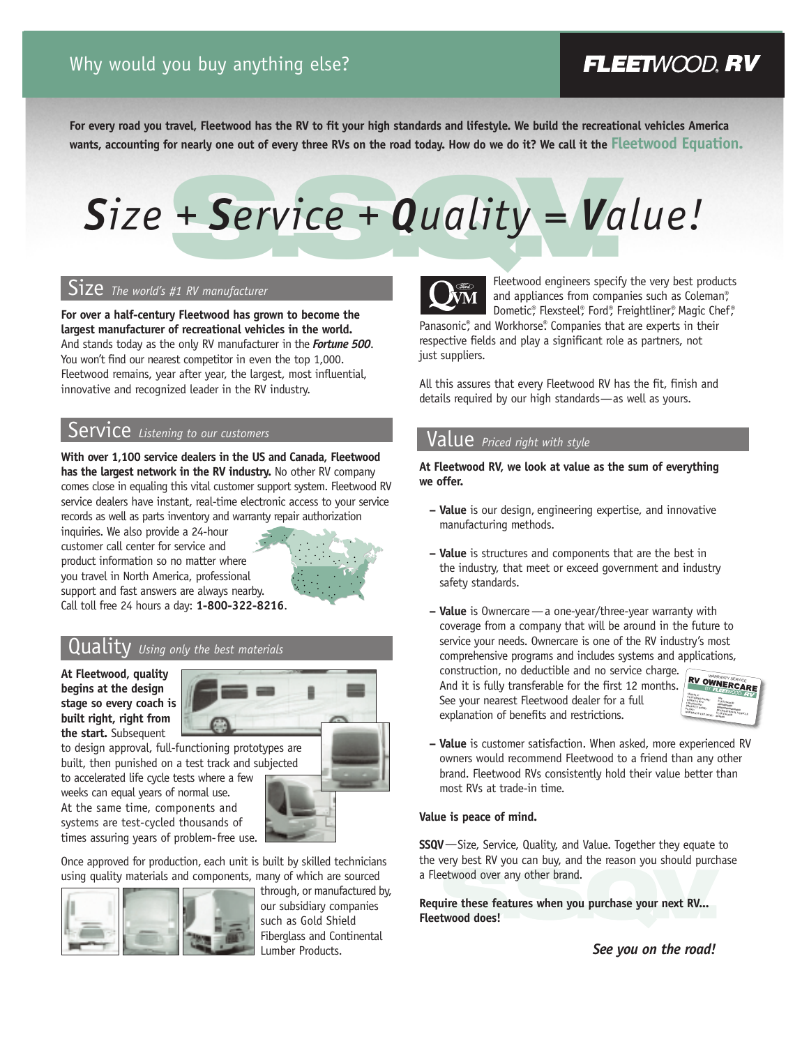Why would you buy anything else?

**FLEETWOOD RV**

**For every road you travel, Fleetwood has the RV to fit your high standards and lifestyle. We build the recreational vehicles America wants, accounting for nearly one out of every three RVs on the road today. How do we do it? We call it the Fleetwood Equation.**

# *Size + Service + Quality = Value!*

## Size *The world's #1 RV manufacturer*

**For over a half-century Fleetwood has grown to become the largest manufacturer of recreational vehicles in the world.** And stands today as the only RV manufacturer in the ***Fortune 500***. You won't find our nearest competitor in even the top 1,000. Fleetwood remains, year after year, the largest, most influential, innovative and recognized leader in the RV industry.

## Service *Listening to our customers*

**With over 1,100 service dealers in the US and Canada, Fleetwood has the largest network in the RV industry.** No other RV company comes close in equaling this vital customer support system. Fleetwood RV service dealers have instant, real-time electronic access to your service records as well as parts inventory and warranty repair authorization inquiries. We also provide a 24-hour customer call center for service and product information so no matter where you travel in North America, professional support and fast answers are always nearby. Call toll free 24 hours a day: **1-800-322-8216**.

## Quality *Using only the best materials*

**At Fleetwood, quality begins at the design stage so every coach is built right, right from the start.** Subsequent to design approval, full-functioning prototypes are built, then punished on a test track and subjected to accelerated life cycle tests where a few weeks can equal years of normal use. At the same time, components and systems are test-cycled thousands of times assuring years of problem-free use.

Once approved for production, each unit is built by skilled technicians using quality materials and components, many of which are sourced through, or manufactured by, our subsidiary companies such as Gold Shield Fiberglass and Continental Lumber Products.

Fleetwood engineers specify the very best products and appliances from companies such as Coleman®, Dometic®, Flexsteel®, Ford®, Freightliner®, Magic Chef®, Panasonic®, and Workhorse®. Companies that are experts in their respective fields and play a significant role as partners, not just suppliers.

All this assures that every Fleetwood RV has the fit, finish and details required by our high standards—as well as yours.

## Value *Priced right with style*

**At Fleetwood RV, we look at value as the sum of everything we offer.**

- **Value** is our design, engineering expertise, and innovative manufacturing methods.
- **Value** is structures and components that are the best in the industry, that meet or exceed government and industry safety standards.
- **Value** is Ownercare—a one-year/three-year warranty with coverage from a company that will be around in the future to service your needs. Ownercare is one of the RV industry's most comprehensive programs and includes systems and applications, construction, no deductible and no service charge. And it is fully transferable for the first 12 months. See your nearest Fleetwood dealer for a full explanation of benefits and restrictions.
- **Value** is customer satisfaction. When asked, more experienced RV owners would recommend Fleetwood to a friend than any other brand. Fleetwood RVs consistently hold their value better than most RVs at trade-in time.

**Value is peace of mind.**

**SSQV**—Size, Service, Quality, and Value. Together they equate to the very best RV you can buy, and the reason you should purchase a Fleetwood over any other brand.

**Require these features when you purchase your next RV... Fleetwood does!**

***See you on the road!***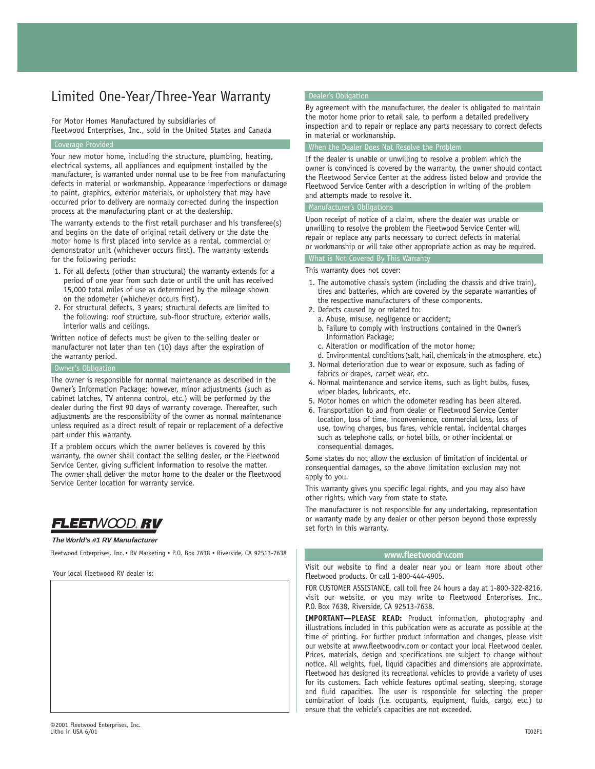# Limited One-Year/Three-Year Warranty

For Motor Homes Manufactured by subsidiaries of
Fleetwood Enterprises, Inc., sold in the United States and Canada

## Coverage Provided

Your new motor home, including the structure, plumbing, heating, electrical systems, all appliances and equipment installed by the manufacturer, is warranted under normal use to be free from manufacturing defects in material or workmanship. Appearance imperfections or damage to paint, graphics, exterior materials, or upholstery that may have occurred prior to delivery are normally corrected during the inspection process at the manufacturing plant or at the dealership.

The warranty extends to the first retail purchaser and his transferee(s) and begins on the date of original retail delivery or the date the motor home is first placed into service as a rental, commercial or demonstrator unit (whichever occurs first). The warranty extends for the following periods:

1. For all defects (other than structural) the warranty extends for a period of one year from such date or until the unit has received 15,000 total miles of use as determined by the mileage shown on the odometer (whichever occurs first).
2. For structural defects, 3 years; structural defects are limited to the following: roof structure, sub-floor structure, exterior walls, interior walls and ceilings.

Written notice of defects must be given to the selling dealer or manufacturer not later than ten (10) days after the expiration of the warranty period.

## Owner's Obligation

The owner is responsible for normal maintenance as described in the Owner's Information Package; however, minor adjustments (such as cabinet latches, TV antenna control, etc.) will be performed by the dealer during the first 90 days of warranty coverage. Thereafter, such adjustments are the responsibility of the owner as normal maintenance unless required as a direct result of repair or replacement of a defective part under this warranty.

If a problem occurs which the owner believes is covered by this warranty, the owner shall contact the selling dealer, or the Fleetwood Service Center, giving sufficient information to resolve the matter. The owner shall deliver the motor home to the dealer or the Fleetwood Service Center location for warranty service.

## Dealer's Obligation

By agreement with the manufacturer, the dealer is obligated to maintain the motor home prior to retail sale, to perform a detailed predelivery inspection and to repair or replace any parts necessary to correct defects in material or workmanship.

## When the Dealer Does Not Resolve the Problem

If the dealer is unable or unwilling to resolve a problem which the owner is convinced is covered by the warranty, the owner should contact the Fleetwood Service Center at the address listed below and provide the Fleetwood Service Center with a description in writing of the problem and attempts made to resolve it.

## Manufacturer's Obligations

Upon receipt of notice of a claim, where the dealer was unable or unwilling to resolve the problem the Fleetwood Service Center will repair or replace any parts necessary to correct defects in material or workmanship or will take other appropriate action as may be required.

## What is Not Covered By This Warranty

This warranty does not cover:

1. The automotive chassis system (including the chassis and drive train), tires and batteries, which are covered by the separate warranties of the respective manufacturers of these components.
2. Defects caused by or related to:
   a. Abuse, misuse, negligence or accident;
   b. Failure to comply with instructions contained in the Owner's Information Package;
   c. Alteration or modification of the motor home;
   d. Environmental conditions (salt, hail, chemicals in the atmosphere, etc.)
3. Normal deterioration due to wear or exposure, such as fading of fabrics or drapes, carpet wear, etc.
4. Normal maintenance and service items, such as light bulbs, fuses, wiper blades, lubricants, etc.
5. Motor homes on which the odometer reading has been altered.
6. Transportation to and from dealer or Fleetwood Service Center location, loss of time, inconvenience, commercial loss, loss of use, towing charges, bus fares, vehicle rental, incidental charges such as telephone calls, or hotel bills, or other incidental or consequential damages.

Some states do not allow the exclusion of limitation of incidental or consequential damages, so the above limitation exclusion may not apply to you.

This warranty gives you specific legal rights, and you may also have other rights, which vary from state to state.

The manufacturer is not responsible for any undertaking, representation or warranty made by any dealer or other person beyond those expressly set forth in this warranty.

**FLEETWOOD RV**

*The World's #1 RV Manufacturer*

Fleetwood Enterprises, Inc. • RV Marketing • P.O. Box 7638 • Riverside, CA 92513-7638

Your local Fleetwood RV dealer is:

## www.fleetwoodrv.com

Visit our website to find a dealer near you or learn more about other Fleetwood products. Or call 1-800-444-4905.

FOR CUSTOMER ASSISTANCE, call toll free 24 hours a day at 1-800-322-8216, visit our website, or you may write to Fleetwood Enterprises, Inc., P.O. Box 7638, Riverside, CA 92513-7638.

**IMPORTANT—PLEASE READ:** Product information, photography and illustrations included in this publication were as accurate as possible at the time of printing. For further product information and changes, please visit our website at www.fleetwoodrv.com or contact your local Fleetwood dealer. Prices, materials, design and specifications are subject to change without notice. All weights, fuel, liquid capacities and dimensions are approximate. Fleetwood has designed its recreational vehicles to provide a variety of uses for its customers. Each vehicle features optimal seating, sleeping, storage and fluid capacities. The user is responsible for selecting the proper combination of loads (i.e. occupants, equipment, fluids, cargo, etc.) to ensure that the vehicle's capacities are not exceeded.

©2001 Fleetwood Enterprises, Inc.
Litho in USA 6/01

TI02F1